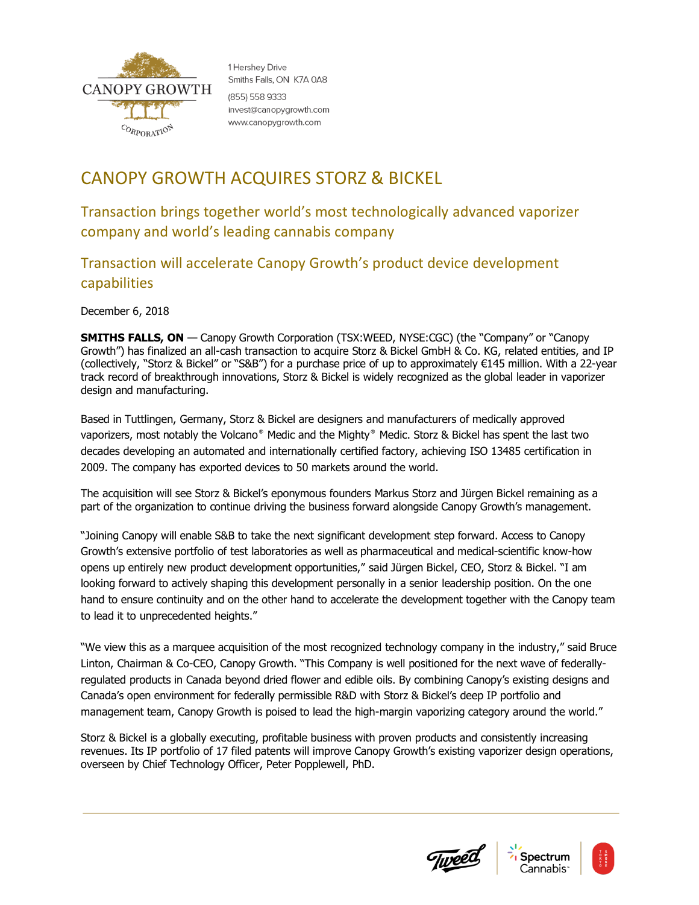1 Hershey Drive
Smiths Falls, ON K7A 0A8
(855) 558 9333
invest@canopygrowth.com
www.canopygrowth.com

# CANOPY GROWTH ACQUIRES STORZ & BICKEL

## Transaction brings together world's most technologically advanced vaporizer company and world's leading cannabis company

## Transaction will accelerate Canopy Growth's product device development capabilities

December 6, 2018

**SMITHS FALLS, ON** — Canopy Growth Corporation (TSX:WEED, NYSE:CGC) (the "Company" or "Canopy Growth") has finalized an all-cash transaction to acquire Storz & Bickel GmbH & Co. KG, related entities, and IP (collectively, "Storz & Bickel" or "S&B") for a purchase price of up to approximately €145 million. With a 22-year track record of breakthrough innovations, Storz & Bickel is widely recognized as the global leader in vaporizer design and manufacturing.

Based in Tuttlingen, Germany, Storz & Bickel are designers and manufacturers of medically approved vaporizers, most notably the Volcano® Medic and the Mighty® Medic. Storz & Bickel has spent the last two decades developing an automated and internationally certified factory, achieving ISO 13485 certification in 2009. The company has exported devices to 50 markets around the world.

The acquisition will see Storz & Bickel's eponymous founders Markus Storz and Jürgen Bickel remaining as a part of the organization to continue driving the business forward alongside Canopy Growth's management.

"Joining Canopy will enable S&B to take the next significant development step forward. Access to Canopy Growth's extensive portfolio of test laboratories as well as pharmaceutical and medical-scientific know-how opens up entirely new product development opportunities," said Jürgen Bickel, CEO, Storz & Bickel. "I am looking forward to actively shaping this development personally in a senior leadership position. On the one hand to ensure continuity and on the other hand to accelerate the development together with the Canopy team to lead it to unprecedented heights."

"We view this as a marquee acquisition of the most recognized technology company in the industry," said Bruce Linton, Chairman & Co-CEO, Canopy Growth. "This Company is well positioned for the next wave of federally-regulated products in Canada beyond dried flower and edible oils. By combining Canopy's existing designs and Canada's open environment for federally permissible R&D with Storz & Bickel's deep IP portfolio and management team, Canopy Growth is poised to lead the high-margin vaporizing category around the world."

Storz & Bickel is a globally executing, profitable business with proven products and consistently increasing revenues. Its IP portfolio of 17 filed patents will improve Canopy Growth's existing vaporizer design operations, overseen by Chief Technology Officer, Peter Popplewell, PhD.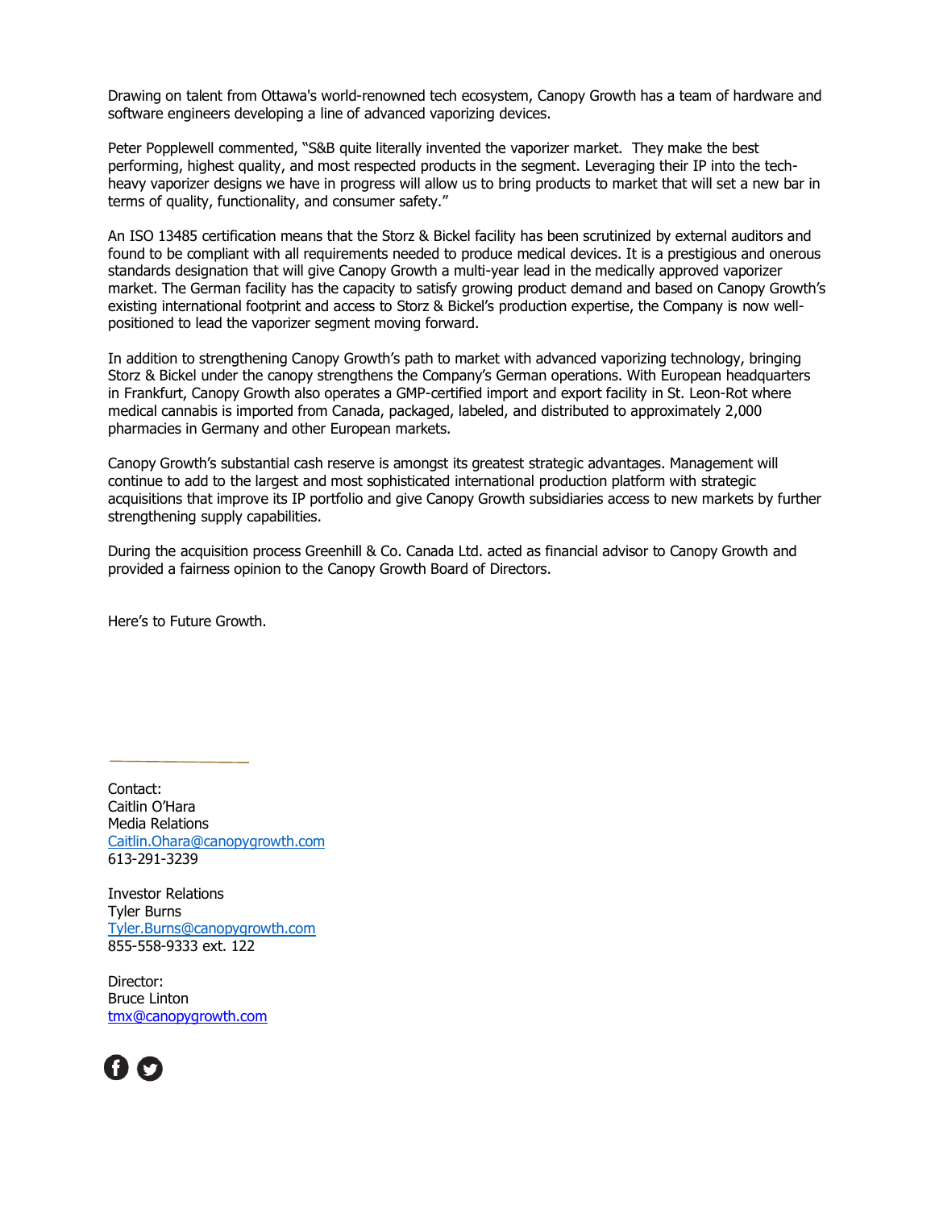Drawing on talent from Ottawa's world-renowned tech ecosystem, Canopy Growth has a team of hardware and software engineers developing a line of advanced vaporizing devices.

Peter Popplewell commented, "S&B quite literally invented the vaporizer market. They make the best performing, highest quality, and most respected products in the segment. Leveraging their IP into the tech-heavy vaporizer designs we have in progress will allow us to bring products to market that will set a new bar in terms of quality, functionality, and consumer safety."

An ISO 13485 certification means that the Storz & Bickel facility has been scrutinized by external auditors and found to be compliant with all requirements needed to produce medical devices. It is a prestigious and onerous standards designation that will give Canopy Growth a multi-year lead in the medically approved vaporizer market. The German facility has the capacity to satisfy growing product demand and based on Canopy Growth's existing international footprint and access to Storz & Bickel's production expertise, the Company is now well-positioned to lead the vaporizer segment moving forward.

In addition to strengthening Canopy Growth's path to market with advanced vaporizing technology, bringing Storz & Bickel under the canopy strengthens the Company's German operations. With European headquarters in Frankfurt, Canopy Growth also operates a GMP-certified import and export facility in St. Leon-Rot where medical cannabis is imported from Canada, packaged, labeled, and distributed to approximately 2,000 pharmacies in Germany and other European markets.

Canopy Growth's substantial cash reserve is amongst its greatest strategic advantages. Management will continue to add to the largest and most sophisticated international production platform with strategic acquisitions that improve its IP portfolio and give Canopy Growth subsidiaries access to new markets by further strengthening supply capabilities.

During the acquisition process Greenhill & Co. Canada Ltd. acted as financial advisor to Canopy Growth and provided a fairness opinion to the Canopy Growth Board of Directors.

Here's to Future Growth.

---

Contact:
Caitlin O'Hara
Media Relations
[Caitlin.Ohara@canopygrowth.com](mailto:Caitlin.Ohara@canopygrowth.com)
613-291-3239

Investor Relations
Tyler Burns
[Tyler.Burns@canopygrowth.com](mailto:Tyler.Burns@canopygrowth.com)
855-558-9333 ext. 122

Director:
Bruce Linton
[tmx@canopygrowth.com](mailto:tmx@canopygrowth.com)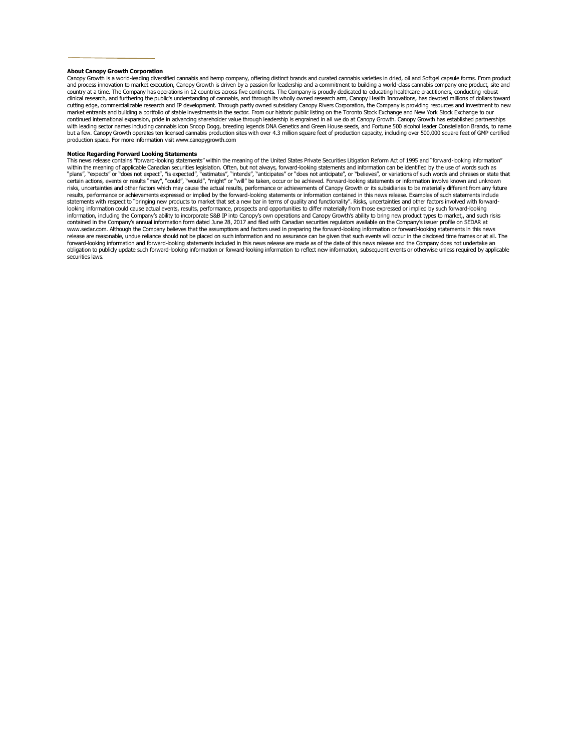**About Canopy Growth Corporation**

Canopy Growth is a world-leading diversified cannabis and hemp company, offering distinct brands and curated cannabis varieties in dried, oil and Softgel capsule forms. From product and process innovation to market execution, Canopy Growth is driven by a passion for leadership and a commitment to building a world-class cannabis company one product, site and country at a time. The Company has operations in 12 countries across five continents. The Company is proudly dedicated to educating healthcare practitioners, conducting robust clinical research, and furthering the public's understanding of cannabis, and through its wholly owned research arm, Canopy Health Innovations, has devoted millions of dollars toward cutting edge, commercializable research and IP development. Through partly owned subsidiary Canopy Rivers Corporation, the Company is providing resources and investment to new market entrants and building a portfolio of stable investments in the sector. From our historic public listing on the Toronto Stock Exchange and New York Stock Exchange to our continued international expansion, pride in advancing shareholder value through leadership is engrained in all we do at Canopy Growth. Canopy Growth has established partnerships with leading sector names including cannabis icon Snoop Dogg, breeding legends DNA Genetics and Green House seeds, and Fortune 500 alcohol leader Constellation Brands, to name but a few. Canopy Growth operates ten licensed cannabis production sites with over 4.3 million square feet of production capacity, including over 500,000 square feet of GMP certified production space. For more information visit www.canopygrowth.com

**Notice Regarding Forward Looking Statements**

This news release contains "forward-looking statements" within the meaning of the United States Private Securities Litigation Reform Act of 1995 and "forward-looking information" within the meaning of applicable Canadian securities legislation. Often, but not always, forward-looking statements and information can be identified by the use of words such as "plans", "expects" or "does not expect", "is expected", "estimates", "intends", "anticipates" or "does not anticipate", or "believes", or variations of such words and phrases or state that certain actions, events or results "may", "could", "would", "might" or "will" be taken, occur or be achieved. Forward-looking statements or information involve known and unknown risks, uncertainties and other factors which may cause the actual results, performance or achievements of Canopy Growth or its subsidiaries to be materially different from any future results, performance or achievements expressed or implied by the forward-looking statements or information contained in this news release. Examples of such statements include statements with respect to "bringing new products to market that set a new bar in terms of quality and functionality". Risks, uncertainties and other factors involved with forward-looking information could cause actual events, results, performance, prospects and opportunities to differ materially from those expressed or implied by such forward-looking information, including the Company's ability to incorporate S&B IP into Canopy's own operations and Canopy Growth's ability to bring new product types to market,, and such risks contained in the Company's annual information form dated June 28, 2017 and filed with Canadian securities regulators available on the Company's issuer profile on SEDAR at www.sedar.com. Although the Company believes that the assumptions and factors used in preparing the forward-looking information or forward-looking statements in this news release are reasonable, undue reliance should not be placed on such information and no assurance can be given that such events will occur in the disclosed time frames or at all. The forward-looking information and forward-looking statements included in this news release are made as of the date of this news release and the Company does not undertake an obligation to publicly update such forward-looking information or forward-looking information to reflect new information, subsequent events or otherwise unless required by applicable securities laws.